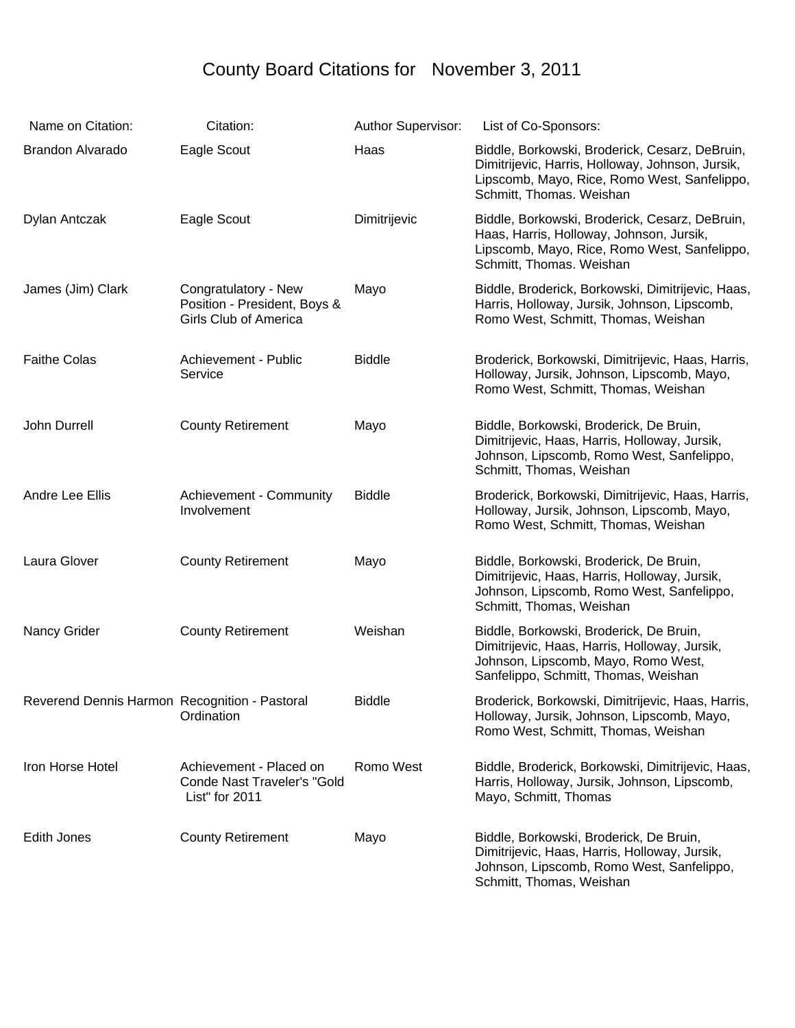# County Board Citations for November 3, 2011

| Name on Citation: | Citation: | Author Supervisor: | List of Co-Sponsors: |
|---|---|---|---|
| Brandon Alvarado | Eagle Scout | Haas | Biddle, Borkowski, Broderick, Cesarz, DeBruin, Dimitrijevic, Harris, Holloway, Johnson, Jursik, Lipscomb, Mayo, Rice, Romo West, Sanfelippo, Schmitt, Thomas. Weishan |
| Dylan Antczak | Eagle Scout | Dimitrijevic | Biddle, Borkowski, Broderick, Cesarz, DeBruin, Haas, Harris, Holloway, Johnson, Jursik, Lipscomb, Mayo, Rice, Romo West, Sanfelippo, Schmitt, Thomas. Weishan |
| James (Jim) Clark | Congratulatory - New Position - President, Boys & Girls Club of America | Mayo | Biddle, Broderick, Borkowski, Dimitrijevic, Haas, Harris, Holloway, Jursik, Johnson, Lipscomb, Romo West, Schmitt, Thomas, Weishan |
| Faithe Colas | Achievement - Public Service | Biddle | Broderick, Borkowski, Dimitrijevic, Haas, Harris, Holloway, Jursik, Johnson, Lipscomb, Mayo, Romo West, Schmitt, Thomas, Weishan |
| John Durrell | County Retirement | Mayo | Biddle, Borkowski, Broderick, De Bruin, Dimitrijevic, Haas, Harris, Holloway, Jursik, Johnson, Lipscomb, Romo West, Sanfelippo, Schmitt, Thomas, Weishan |
| Andre Lee Ellis | Achievement - Community Involvement | Biddle | Broderick, Borkowski, Dimitrijevic, Haas, Harris, Holloway, Jursik, Johnson, Lipscomb, Mayo, Romo West, Schmitt, Thomas, Weishan |
| Laura Glover | County Retirement | Mayo | Biddle, Borkowski, Broderick, De Bruin, Dimitrijevic, Haas, Harris, Holloway, Jursik, Johnson, Lipscomb, Romo West, Sanfelippo, Schmitt, Thomas, Weishan |
| Nancy Grider | County Retirement | Weishan | Biddle, Borkowski, Broderick, De Bruin, Dimitrijevic, Haas, Harris, Holloway, Jursik, Johnson, Lipscomb, Mayo, Romo West, Sanfelippo, Schmitt, Thomas, Weishan |
| Reverend Dennis Harmon | Recognition - Pastoral Ordination | Biddle | Broderick, Borkowski, Dimitrijevic, Haas, Harris, Holloway, Jursik, Johnson, Lipscomb, Mayo, Romo West, Schmitt, Thomas, Weishan |
| Iron Horse Hotel | Achievement - Placed on Conde Nast Traveler's "Gold List" for 2011 | Romo West | Biddle, Broderick, Borkowski, Dimitrijevic, Haas, Harris, Holloway, Jursik, Johnson, Lipscomb, Mayo, Schmitt, Thomas |
| Edith Jones | County Retirement | Mayo | Biddle, Borkowski, Broderick, De Bruin, Dimitrijevic, Haas, Harris, Holloway, Jursik, Johnson, Lipscomb, Romo West, Sanfelippo, Schmitt, Thomas, Weishan |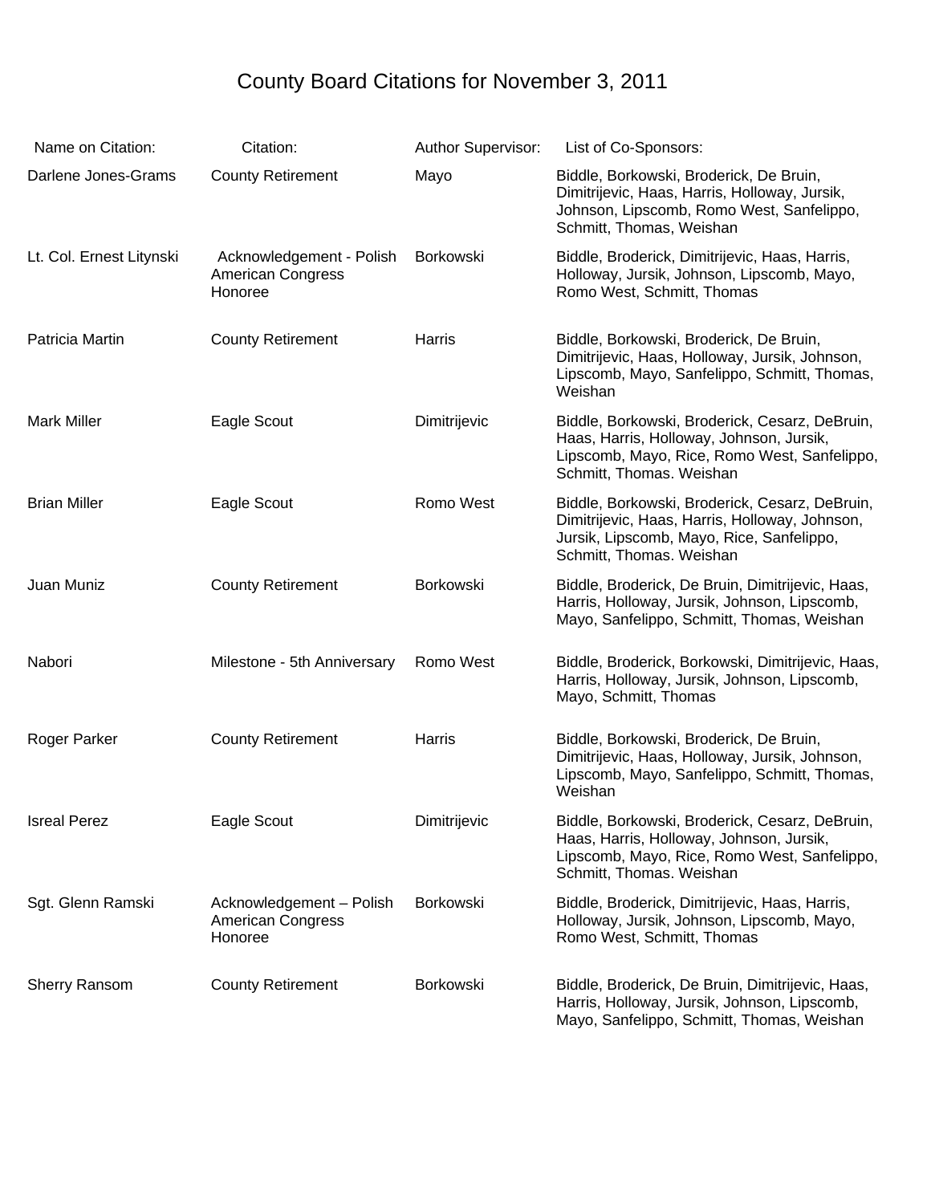# County Board Citations for November 3, 2011

| Name on Citation: | Citation: | Author Supervisor: | List of Co-Sponsors: |
|---|---|---|---|
| Darlene Jones-Grams | County Retirement | Mayo | Biddle, Borkowski, Broderick, De Bruin, Dimitrijevic, Haas, Harris, Holloway, Jursik, Johnson, Lipscomb, Romo West, Sanfelippo, Schmitt, Thomas, Weishan |
| Lt. Col. Ernest Litynski | Acknowledgement - Polish American Congress Honoree | Borkowski | Biddle, Broderick, Dimitrijevic, Haas, Harris, Holloway, Jursik, Johnson, Lipscomb, Mayo, Romo West, Schmitt, Thomas |
| Patricia Martin | County Retirement | Harris | Biddle, Borkowski, Broderick, De Bruin, Dimitrijevic, Haas, Holloway, Jursik, Johnson, Lipscomb, Mayo, Sanfelippo, Schmitt, Thomas, Weishan |
| Mark Miller | Eagle Scout | Dimitrijevic | Biddle, Borkowski, Broderick, Cesarz, DeBruin, Haas, Harris, Holloway, Johnson, Jursik, Lipscomb, Mayo, Rice, Romo West, Sanfelippo, Schmitt, Thomas. Weishan |
| Brian Miller | Eagle Scout | Romo West | Biddle, Borkowski, Broderick, Cesarz, DeBruin, Dimitrijevic, Haas, Harris, Holloway, Johnson, Jursik, Lipscomb, Mayo, Rice, Sanfelippo, Schmitt, Thomas. Weishan |
| Juan Muniz | County Retirement | Borkowski | Biddle, Broderick, De Bruin, Dimitrijevic, Haas, Harris, Holloway, Jursik, Johnson, Lipscomb, Mayo, Sanfelippo, Schmitt, Thomas, Weishan |
| Nabori | Milestone - 5th Anniversary | Romo West | Biddle, Broderick, Borkowski, Dimitrijevic, Haas, Harris, Holloway, Jursik, Johnson, Lipscomb, Mayo, Schmitt, Thomas |
| Roger Parker | County Retirement | Harris | Biddle, Borkowski, Broderick, De Bruin, Dimitrijevic, Haas, Holloway, Jursik, Johnson, Lipscomb, Mayo, Sanfelippo, Schmitt, Thomas, Weishan |
| Isreal Perez | Eagle Scout | Dimitrijevic | Biddle, Borkowski, Broderick, Cesarz, DeBruin, Haas, Harris, Holloway, Johnson, Jursik, Lipscomb, Mayo, Rice, Romo West, Sanfelippo, Schmitt, Thomas. Weishan |
| Sgt. Glenn Ramski | Acknowledgement – Polish American Congress Honoree | Borkowski | Biddle, Broderick, Dimitrijevic, Haas, Harris, Holloway, Jursik, Johnson, Lipscomb, Mayo, Romo West, Schmitt, Thomas |
| Sherry Ransom | County Retirement | Borkowski | Biddle, Broderick, De Bruin, Dimitrijevic, Haas, Harris, Holloway, Jursik, Johnson, Lipscomb, Mayo, Sanfelippo, Schmitt, Thomas, Weishan |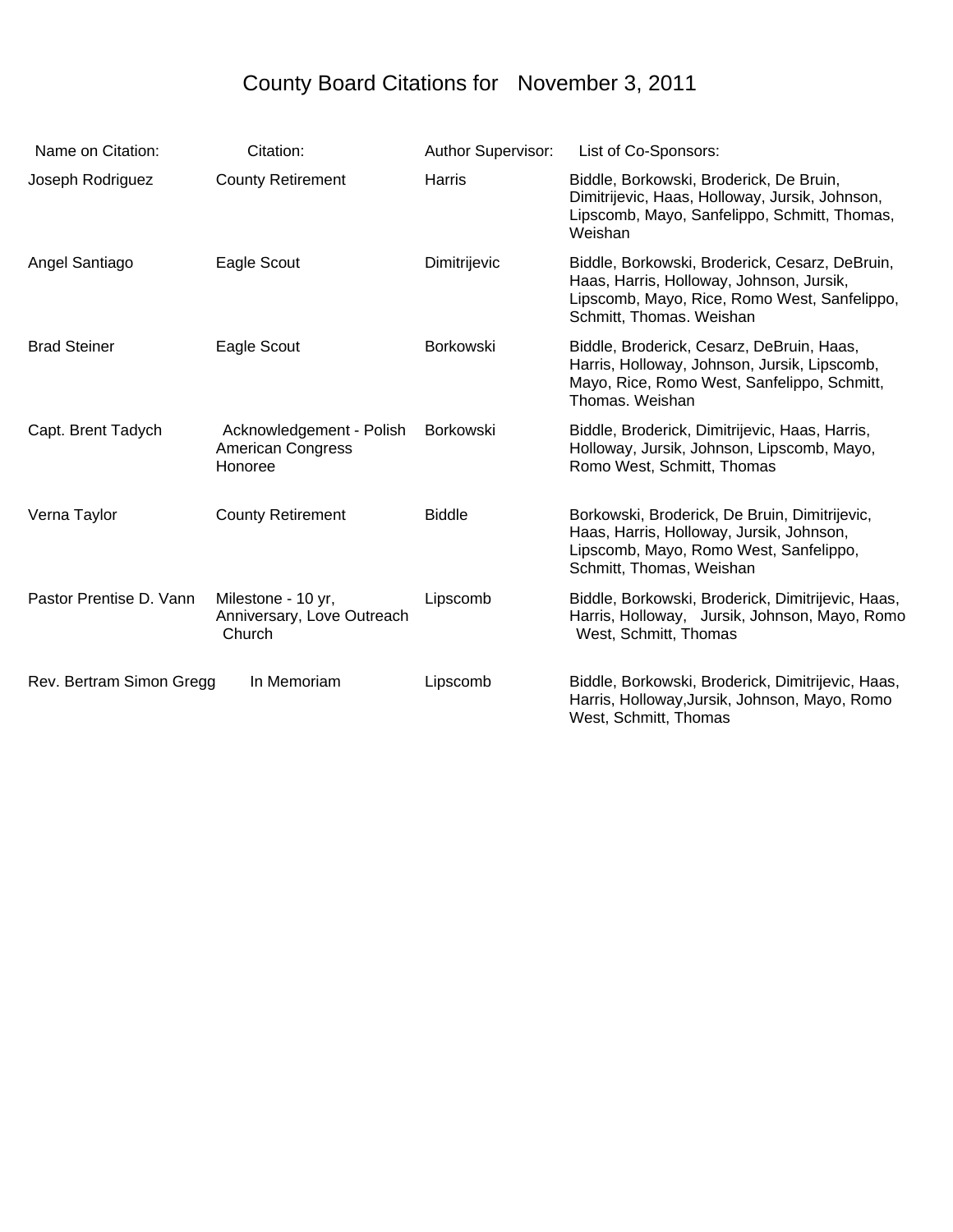# County Board Citations for November 3, 2011

| Name on Citation: | Citation: | Author Supervisor: | List of Co-Sponsors: |
|---|---|---|---|
| Joseph Rodriguez | County Retirement | Harris | Biddle, Borkowski, Broderick, De Bruin, Dimitrijevic, Haas, Holloway, Jursik, Johnson, Lipscomb, Mayo, Sanfelippo, Schmitt, Thomas, Weishan |
| Angel Santiago | Eagle Scout | Dimitrijevic | Biddle, Borkowski, Broderick, Cesarz, DeBruin, Haas, Harris, Holloway, Johnson, Jursik, Lipscomb, Mayo, Rice, Romo West, Sanfelippo, Schmitt, Thomas. Weishan |
| Brad Steiner | Eagle Scout | Borkowski | Biddle, Broderick, Cesarz, DeBruin, Haas, Harris, Holloway, Johnson, Jursik, Lipscomb, Mayo, Rice, Romo West, Sanfelippo, Schmitt, Thomas. Weishan |
| Capt. Brent Tadych | Acknowledgement - Polish American Congress Honoree | Borkowski | Biddle, Broderick, Dimitrijevic, Haas, Harris, Holloway, Jursik, Johnson, Lipscomb, Mayo, Romo West, Schmitt, Thomas |
| Verna Taylor | County Retirement | Biddle | Borkowski, Broderick, De Bruin, Dimitrijevic, Haas, Harris, Holloway, Jursik, Johnson, Lipscomb, Mayo, Romo West, Sanfelippo, Schmitt, Thomas, Weishan |
| Pastor Prentise D. Vann | Milestone - 10 yr, Anniversary, Love Outreach Church | Lipscomb | Biddle, Borkowski, Broderick, Dimitrijevic, Haas, Harris, Holloway, Jursik, Johnson, Mayo, Romo West, Schmitt, Thomas |
| Rev. Bertram Simon Gregg | In Memoriam | Lipscomb | Biddle, Borkowski, Broderick, Dimitrijevic, Haas, Harris, Holloway,Jursik, Johnson, Mayo, Romo West, Schmitt, Thomas |